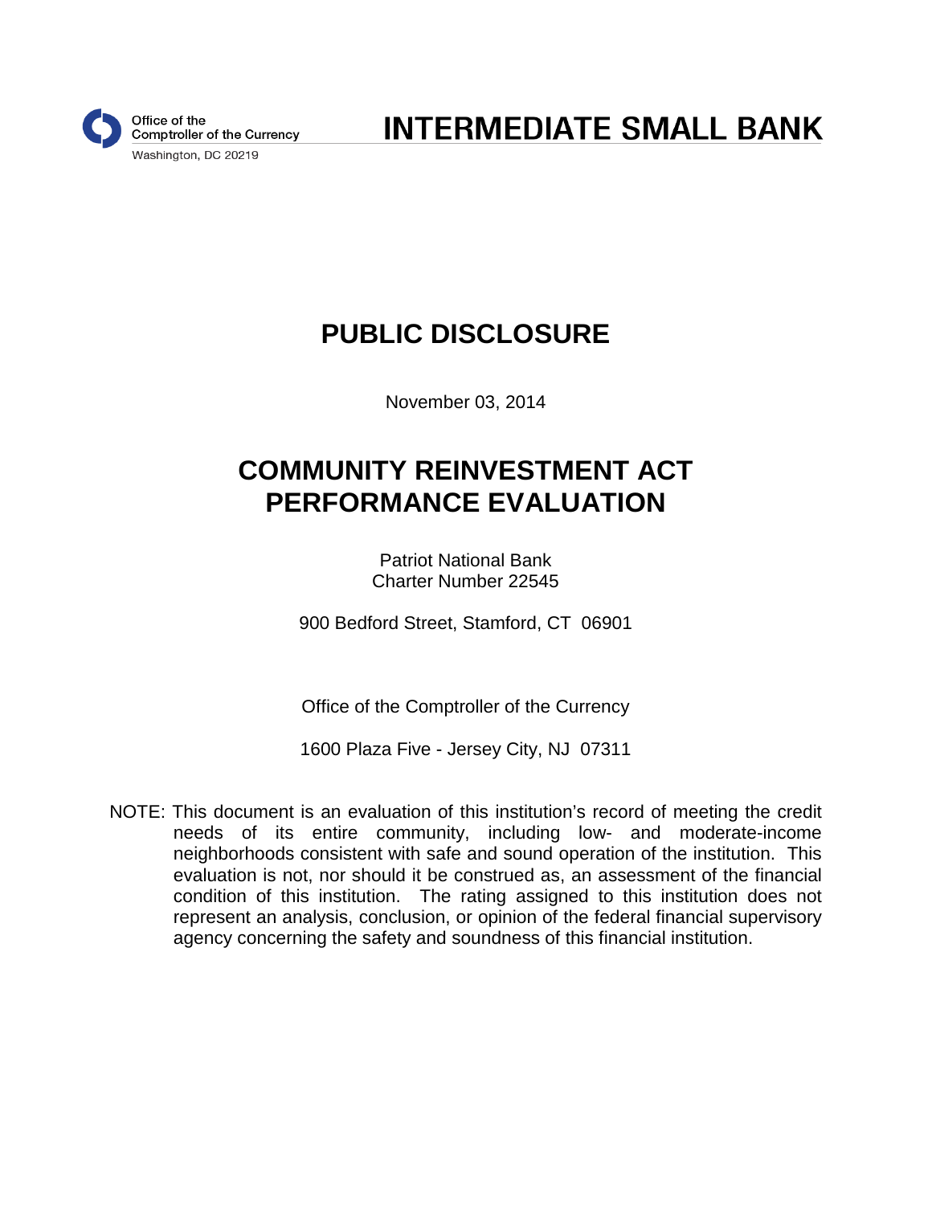Office of the Comptroller of the Currency
Washington, DC 20219

# INTERMEDIATE SMALL BANK

## PUBLIC DISCLOSURE

November 03, 2014

## COMMUNITY REINVESTMENT ACT PERFORMANCE EVALUATION

Patriot National Bank
Charter Number 22545

900 Bedford Street, Stamford, CT 06901

Office of the Comptroller of the Currency

1600 Plaza Five - Jersey City, NJ 07311

NOTE: This document is an evaluation of this institution's record of meeting the credit needs of its entire community, including low- and moderate-income neighborhoods consistent with safe and sound operation of the institution. This evaluation is not, nor should it be construed as, an assessment of the financial condition of this institution. The rating assigned to this institution does not represent an analysis, conclusion, or opinion of the federal financial supervisory agency concerning the safety and soundness of this financial institution.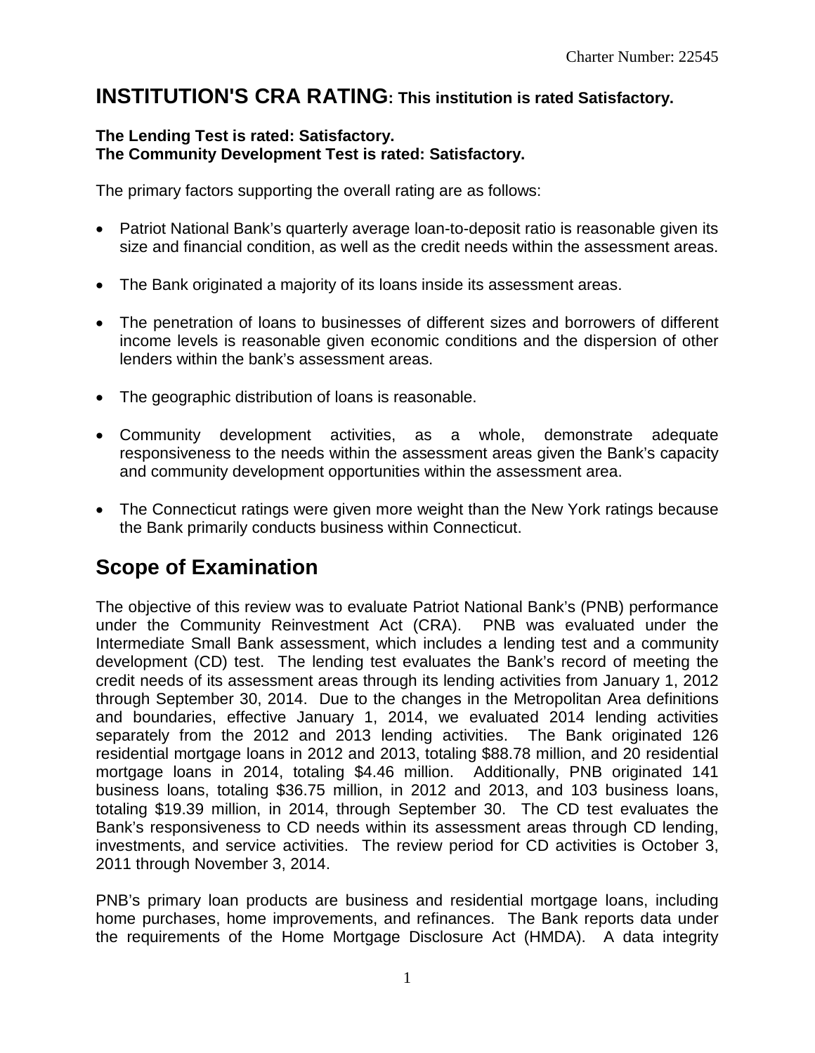# INSTITUTION'S CRA RATING: This institution is rated Satisfactory.

**The Lending Test is rated: Satisfactory.**
**The Community Development Test is rated: Satisfactory.**

The primary factors supporting the overall rating are as follows:

- Patriot National Bank's quarterly average loan-to-deposit ratio is reasonable given its size and financial condition, as well as the credit needs within the assessment areas.
- The Bank originated a majority of its loans inside its assessment areas.
- The penetration of loans to businesses of different sizes and borrowers of different income levels is reasonable given economic conditions and the dispersion of other lenders within the bank's assessment areas.
- The geographic distribution of loans is reasonable.
- Community development activities, as a whole, demonstrate adequate responsiveness to the needs within the assessment areas given the Bank's capacity and community development opportunities within the assessment area.
- The Connecticut ratings were given more weight than the New York ratings because the Bank primarily conducts business within Connecticut.

# Scope of Examination

The objective of this review was to evaluate Patriot National Bank's (PNB) performance under the Community Reinvestment Act (CRA). PNB was evaluated under the Intermediate Small Bank assessment, which includes a lending test and a community development (CD) test. The lending test evaluates the Bank's record of meeting the credit needs of its assessment areas through its lending activities from January 1, 2012 through September 30, 2014. Due to the changes in the Metropolitan Area definitions and boundaries, effective January 1, 2014, we evaluated 2014 lending activities separately from the 2012 and 2013 lending activities. The Bank originated 126 residential mortgage loans in 2012 and 2013, totaling $88.78 million, and 20 residential mortgage loans in 2014, totaling $4.46 million. Additionally, PNB originated 141 business loans, totaling $36.75 million, in 2012 and 2013, and 103 business loans, totaling $19.39 million, in 2014, through September 30. The CD test evaluates the Bank's responsiveness to CD needs within its assessment areas through CD lending, investments, and service activities. The review period for CD activities is October 3, 2011 through November 3, 2014.

PNB's primary loan products are business and residential mortgage loans, including home purchases, home improvements, and refinances. The Bank reports data under the requirements of the Home Mortgage Disclosure Act (HMDA). A data integrity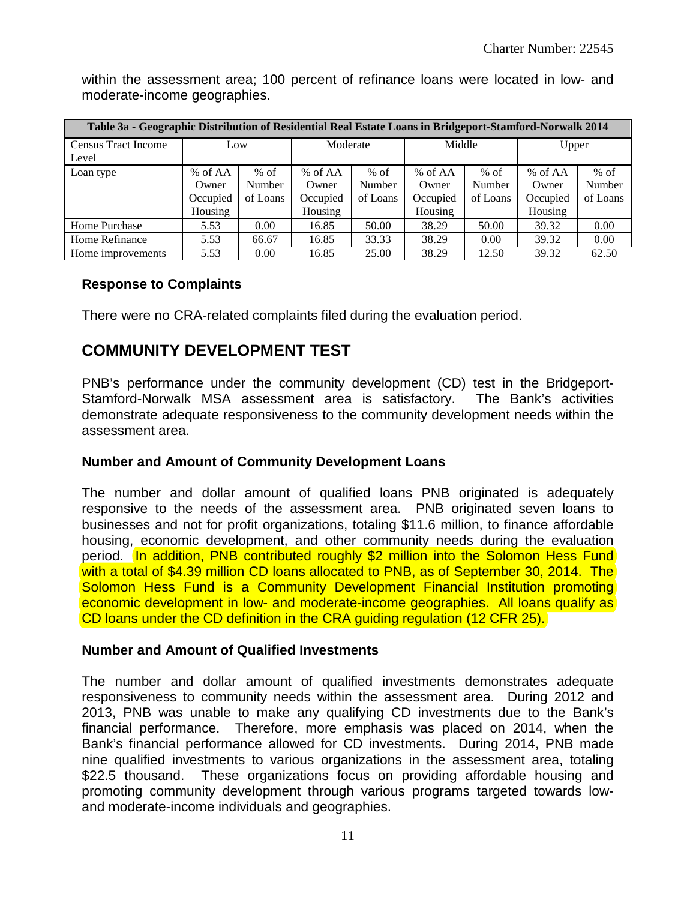within the assessment area; 100 percent of refinance loans were located in low- and moderate-income geographies.

| Table 3a - Geographic Distribution of Residential Real Estate Loans in Bridgeport-Stamford-Norwalk 2014 | | | | | | | | |
|---|---|---|---|---|---|---|---|---|
| Census Tract Income Level | Low | | Moderate | | Middle | | Upper | |
| Loan type | % of AA Owner Occupied Housing | % of Number of Loans | % of AA Owner Occupied Housing | % of Number of Loans | % of AA Owner Occupied Housing | % of Number of Loans | % of AA Owner Occupied Housing | % of Number of Loans |
| Home Purchase | 5.53 | 0.00 | 16.85 | 50.00 | 38.29 | 50.00 | 39.32 | 0.00 |
| Home Refinance | 5.53 | 66.67 | 16.85 | 33.33 | 38.29 | 0.00 | 39.32 | 0.00 |
| Home improvements | 5.53 | 0.00 | 16.85 | 25.00 | 38.29 | 12.50 | 39.32 | 62.50 |

### Response to Complaints

There were no CRA-related complaints filed during the evaluation period.

## COMMUNITY DEVELOPMENT TEST

PNB's performance under the community development (CD) test in the Bridgeport-Stamford-Norwalk MSA assessment area is satisfactory. The Bank's activities demonstrate adequate responsiveness to the community development needs within the assessment area.

### Number and Amount of Community Development Loans

The number and dollar amount of qualified loans PNB originated is adequately responsive to the needs of the assessment area. PNB originated seven loans to businesses and not for profit organizations, totaling $11.6 million, to finance affordable housing, economic development, and other community needs during the evaluation period. In addition, PNB contributed roughly $2 million into the Solomon Hess Fund with a total of $4.39 million CD loans allocated to PNB, as of September 30, 2014. The Solomon Hess Fund is a Community Development Financial Institution promoting economic development in low- and moderate-income geographies. All loans qualify as CD loans under the CD definition in the CRA guiding regulation (12 CFR 25).

### Number and Amount of Qualified Investments

The number and dollar amount of qualified investments demonstrates adequate responsiveness to community needs within the assessment area. During 2012 and 2013, PNB was unable to make any qualifying CD investments due to the Bank's financial performance. Therefore, more emphasis was placed on 2014, when the Bank's financial performance allowed for CD investments. During 2014, PNB made nine qualified investments to various organizations in the assessment area, totaling $22.5 thousand. These organizations focus on providing affordable housing and promoting community development through various programs targeted towards low- and moderate-income individuals and geographies.